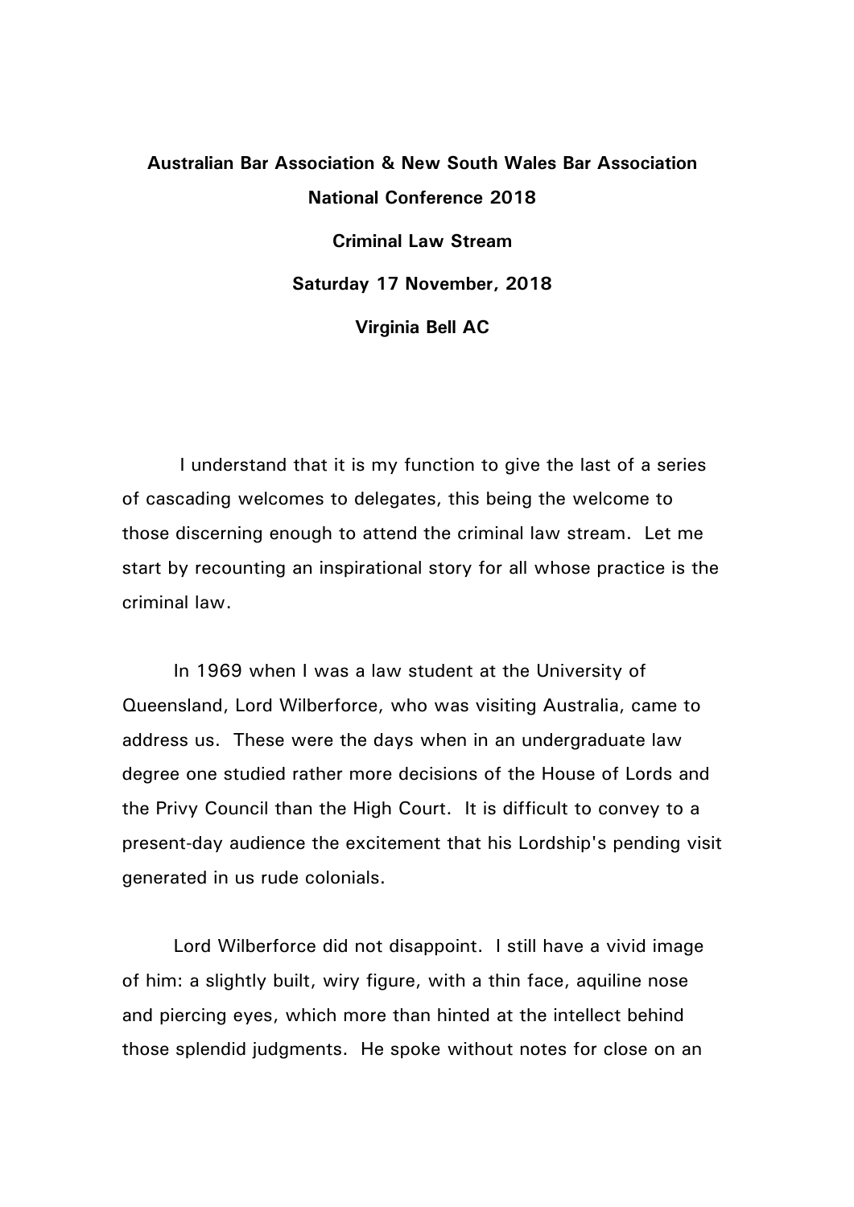**Australian Bar Association & New South Wales Bar Association National Conference 2018**

**Criminal Law Stream**

**Saturday 17 November, 2018**

**Virginia Bell AC**

I understand that it is my function to give the last of a series of cascading welcomes to delegates, this being the welcome to those discerning enough to attend the criminal law stream. Let me start by recounting an inspirational story for all whose practice is the criminal law.

In 1969 when I was a law student at the University of Queensland, Lord Wilberforce, who was visiting Australia, came to address us. These were the days when in an undergraduate law degree one studied rather more decisions of the House of Lords and the Privy Council than the High Court. It is difficult to convey to a present-day audience the excitement that his Lordship's pending visit generated in us rude colonials.

Lord Wilberforce did not disappoint. I still have a vivid image of him: a slightly built, wiry figure, with a thin face, aquiline nose and piercing eyes, which more than hinted at the intellect behind those splendid judgments. He spoke without notes for close on an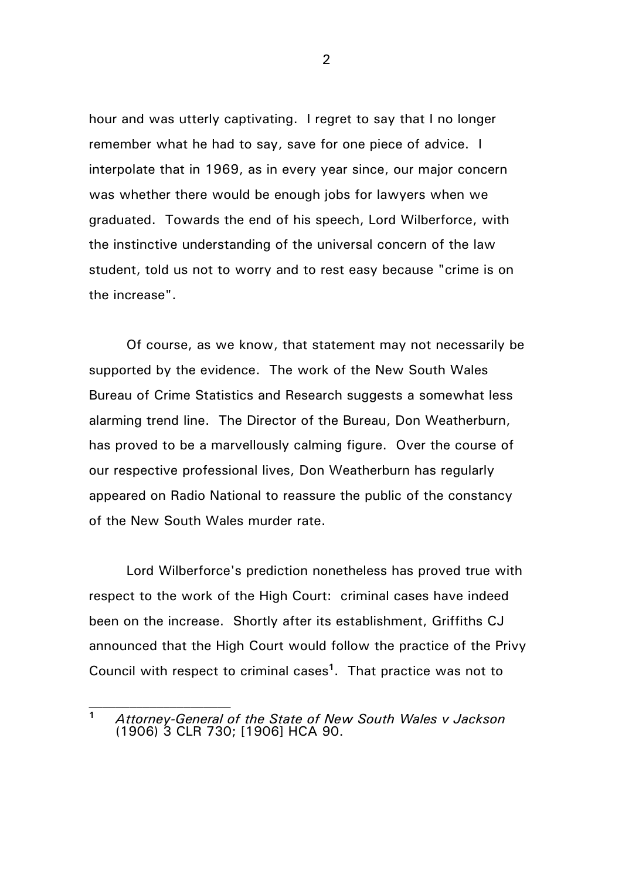hour and was utterly captivating. I regret to say that I no longer remember what he had to say, save for one piece of advice. I interpolate that in 1969, as in every year since, our major concern was whether there would be enough jobs for lawyers when we graduated. Towards the end of his speech, Lord Wilberforce, with the instinctive understanding of the universal concern of the law student, told us not to worry and to rest easy because "crime is on the increase".

Of course, as we know, that statement may not necessarily be supported by the evidence. The work of the New South Wales Bureau of Crime Statistics and Research suggests a somewhat less alarming trend line. The Director of the Bureau, Don Weatherburn, has proved to be a marvellously calming figure. Over the course of our respective professional lives, Don Weatherburn has regularly appeared on Radio National to reassure the public of the constancy of the New South Wales murder rate.

Lord Wilberforce's prediction nonetheless has proved true with respect to the work of the High Court: criminal cases have indeed been on the increase. Shortly after its establishment, Griffiths CJ announced that the High Court would follow the practice of the Privy Council with respect to criminal cases[1]. That practice was not to

---

[1] *Attorney-General of the State of New South Wales v Jackson* (1906) 3 CLR 730; [1906] HCA 90.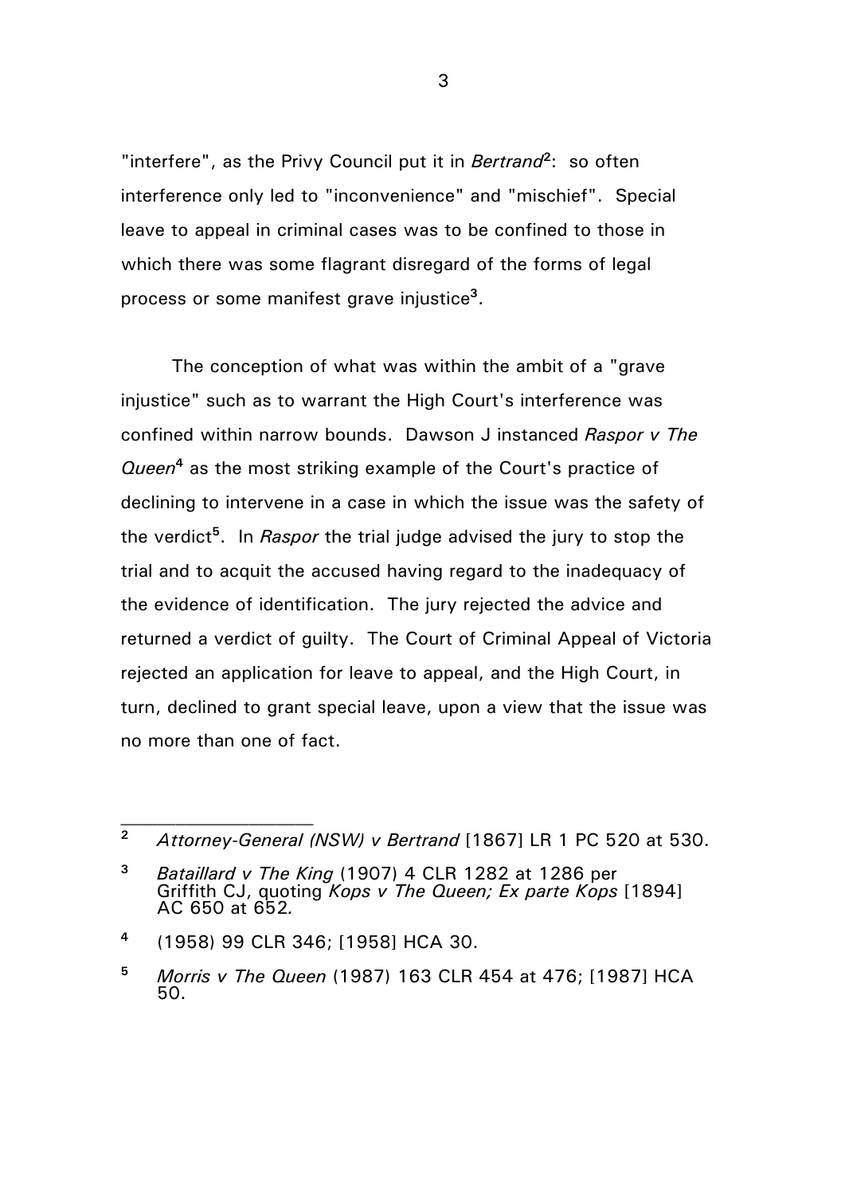"interfere", as the Privy Council put it in *Bertrand*[2]: so often interference only led to "inconvenience" and "mischief". Special leave to appeal in criminal cases was to be confined to those in which there was some flagrant disregard of the forms of legal process or some manifest grave injustice[3].

The conception of what was within the ambit of a "grave injustice" such as to warrant the High Court's interference was confined within narrow bounds. Dawson J instanced *Raspor v The Queen*[4] as the most striking example of the Court's practice of declining to intervene in a case in which the issue was the safety of the verdict[5]. In *Raspor* the trial judge advised the jury to stop the trial and to acquit the accused having regard to the inadequacy of the evidence of identification. The jury rejected the advice and returned a verdict of guilty. The Court of Criminal Appeal of Victoria rejected an application for leave to appeal, and the High Court, in turn, declined to grant special leave, upon a view that the issue was no more than one of fact.

---

[2] *Attorney-General (NSW) v Bertrand* [1867] LR 1 PC 520 at 530.

[3] *Bataillard v The King* (1907) 4 CLR 1282 at 1286 per Griffith CJ, quoting *Kops v The Queen; Ex parte Kops* [1894] AC 650 at 652.

[4] (1958) 99 CLR 346; [1958] HCA 30.

[5] *Morris v The Queen* (1987) 163 CLR 454 at 476; [1987] HCA 50.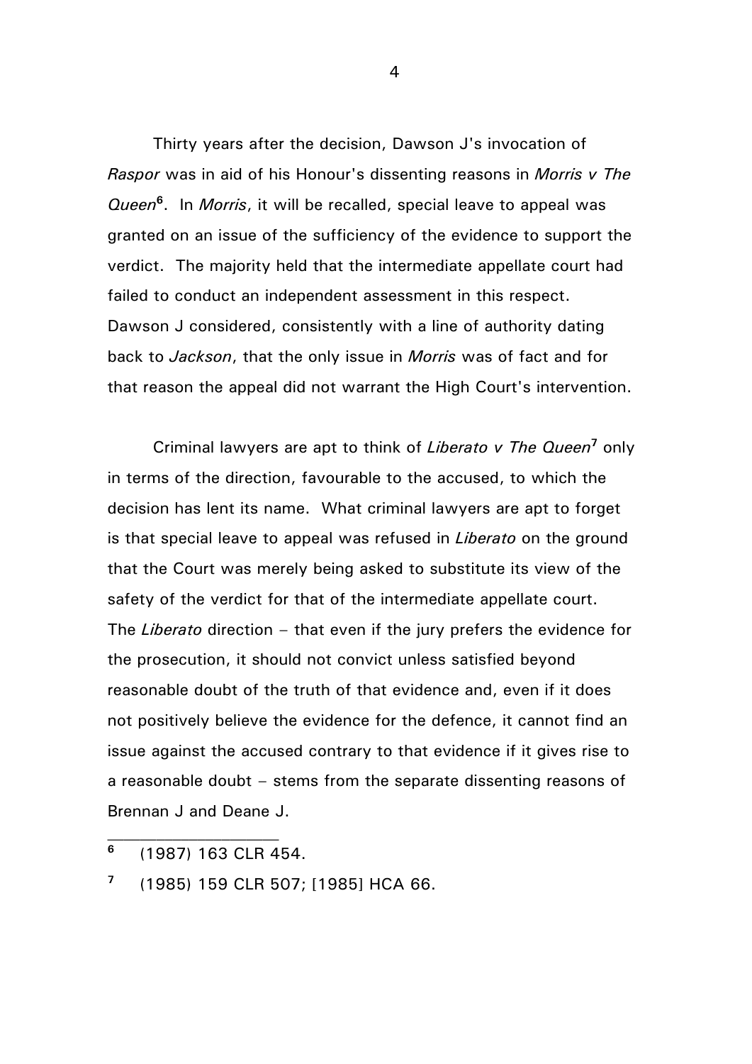Thirty years after the decision, Dawson J's invocation of *Raspor* was in aid of his Honour's dissenting reasons in *Morris v The Queen*[6]. In *Morris*, it will be recalled, special leave to appeal was granted on an issue of the sufficiency of the evidence to support the verdict. The majority held that the intermediate appellate court had failed to conduct an independent assessment in this respect. Dawson J considered, consistently with a line of authority dating back to *Jackson*, that the only issue in *Morris* was of fact and for that reason the appeal did not warrant the High Court's intervention.

Criminal lawyers are apt to think of *Liberato v The Queen*[7] only in terms of the direction, favourable to the accused, to which the decision has lent its name. What criminal lawyers are apt to forget is that special leave to appeal was refused in *Liberato* on the ground that the Court was merely being asked to substitute its view of the safety of the verdict for that of the intermediate appellate court. The *Liberato* direction – that even if the jury prefers the evidence for the prosecution, it should not convict unless satisfied beyond reasonable doubt of the truth of that evidence and, even if it does not positively believe the evidence for the defence, it cannot find an issue against the accused contrary to that evidence if it gives rise to a reasonable doubt – stems from the separate dissenting reasons of Brennan J and Deane J.

---

[6] (1987) 163 CLR 454.

[7] (1985) 159 CLR 507; [1985] HCA 66.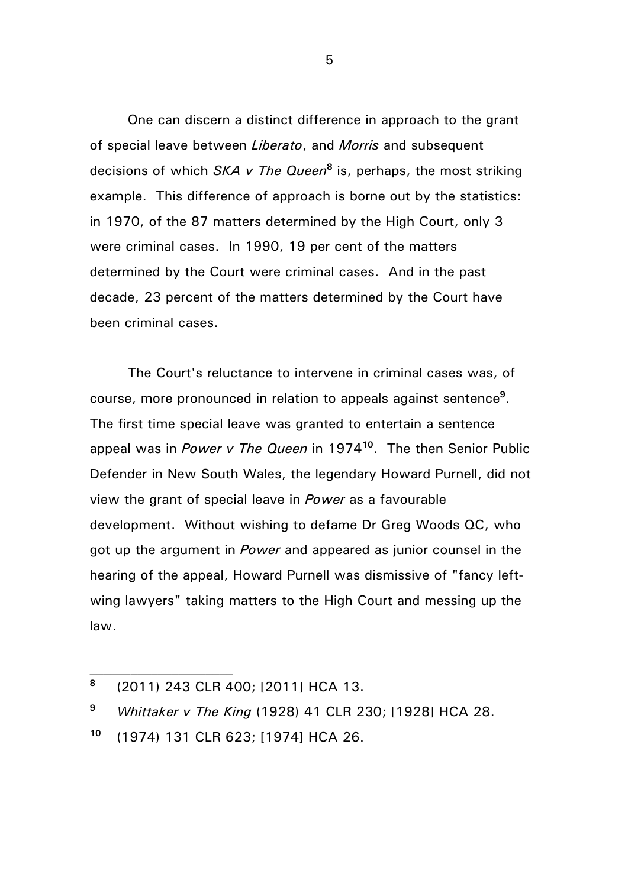One can discern a distinct difference in approach to the grant of special leave between *Liberato*, and *Morris* and subsequent decisions of which *SKA v The Queen*[8] is, perhaps, the most striking example. This difference of approach is borne out by the statistics: in 1970, of the 87 matters determined by the High Court, only 3 were criminal cases. In 1990, 19 per cent of the matters determined by the Court were criminal cases. And in the past decade, 23 percent of the matters determined by the Court have been criminal cases.

The Court's reluctance to intervene in criminal cases was, of course, more pronounced in relation to appeals against sentence[9]. The first time special leave was granted to entertain a sentence appeal was in *Power v The Queen* in 1974[10]. The then Senior Public Defender in New South Wales, the legendary Howard Purnell, did not view the grant of special leave in *Power* as a favourable development. Without wishing to defame Dr Greg Woods QC, who got up the argument in *Power* and appeared as junior counsel in the hearing of the appeal, Howard Purnell was dismissive of "fancy left-wing lawyers" taking matters to the High Court and messing up the law.

---

[8] (2011) 243 CLR 400; [2011] HCA 13.

[9] *Whittaker v The King* (1928) 41 CLR 230; [1928] HCA 28.

[10] (1974) 131 CLR 623; [1974] HCA 26.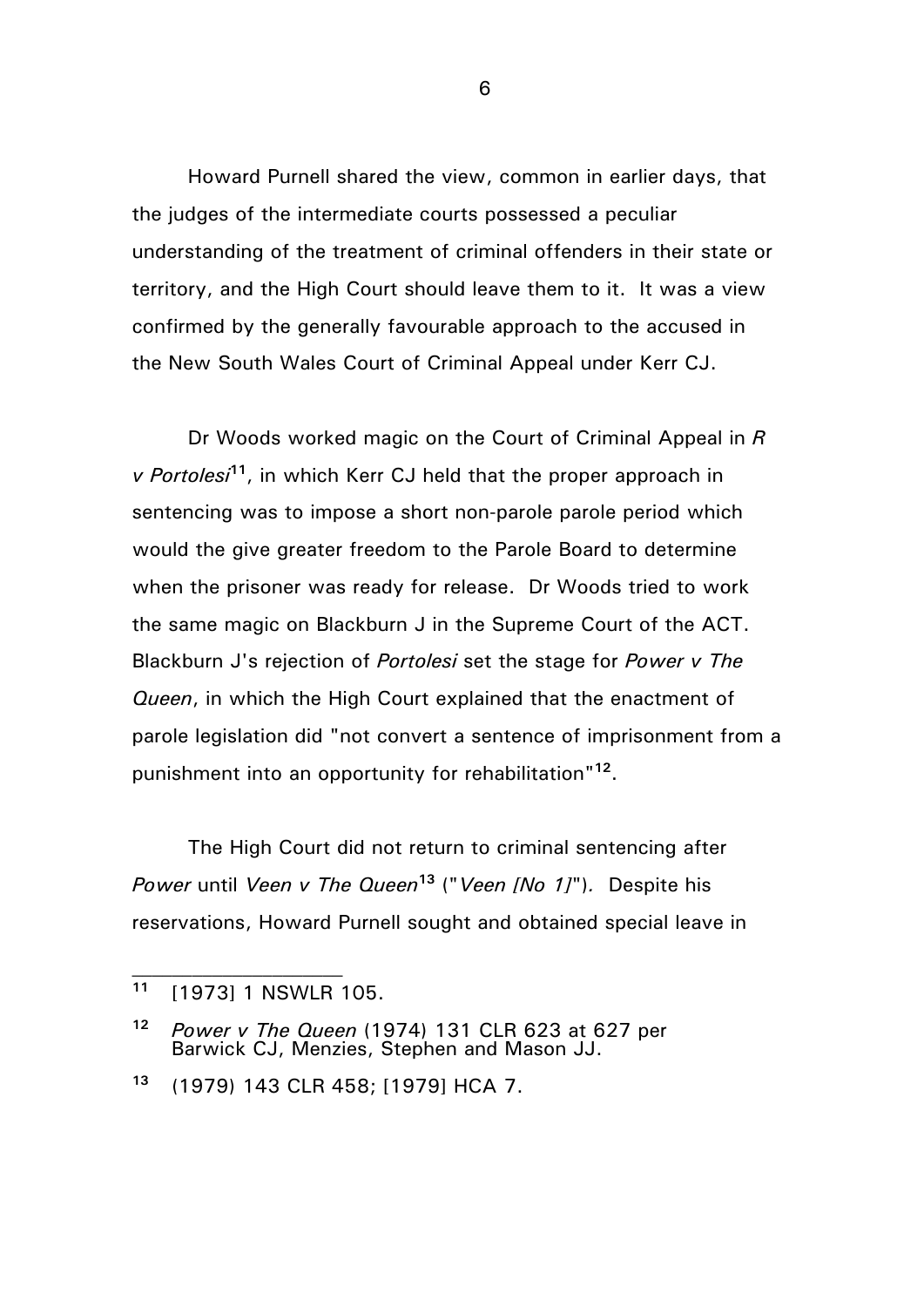Howard Purnell shared the view, common in earlier days, that the judges of the intermediate courts possessed a peculiar understanding of the treatment of criminal offenders in their state or territory, and the High Court should leave them to it. It was a view confirmed by the generally favourable approach to the accused in the New South Wales Court of Criminal Appeal under Kerr CJ.

Dr Woods worked magic on the Court of Criminal Appeal in *R v Portolesi*[11], in which Kerr CJ held that the proper approach in sentencing was to impose a short non-parole parole period which would the give greater freedom to the Parole Board to determine when the prisoner was ready for release. Dr Woods tried to work the same magic on Blackburn J in the Supreme Court of the ACT. Blackburn J's rejection of *Portolesi* set the stage for *Power v The Queen*, in which the High Court explained that the enactment of parole legislation did "not convert a sentence of imprisonment from a punishment into an opportunity for rehabilitation"[12].

The High Court did not return to criminal sentencing after *Power* until *Veen v The Queen*[13] ("*Veen [No 1]*"). Despite his reservations, Howard Purnell sought and obtained special leave in

---

[11] [1973] 1 NSWLR 105.

[12] *Power v The Queen* (1974) 131 CLR 623 at 627 per Barwick CJ, Menzies, Stephen and Mason JJ.

[13] (1979) 143 CLR 458; [1979] HCA 7.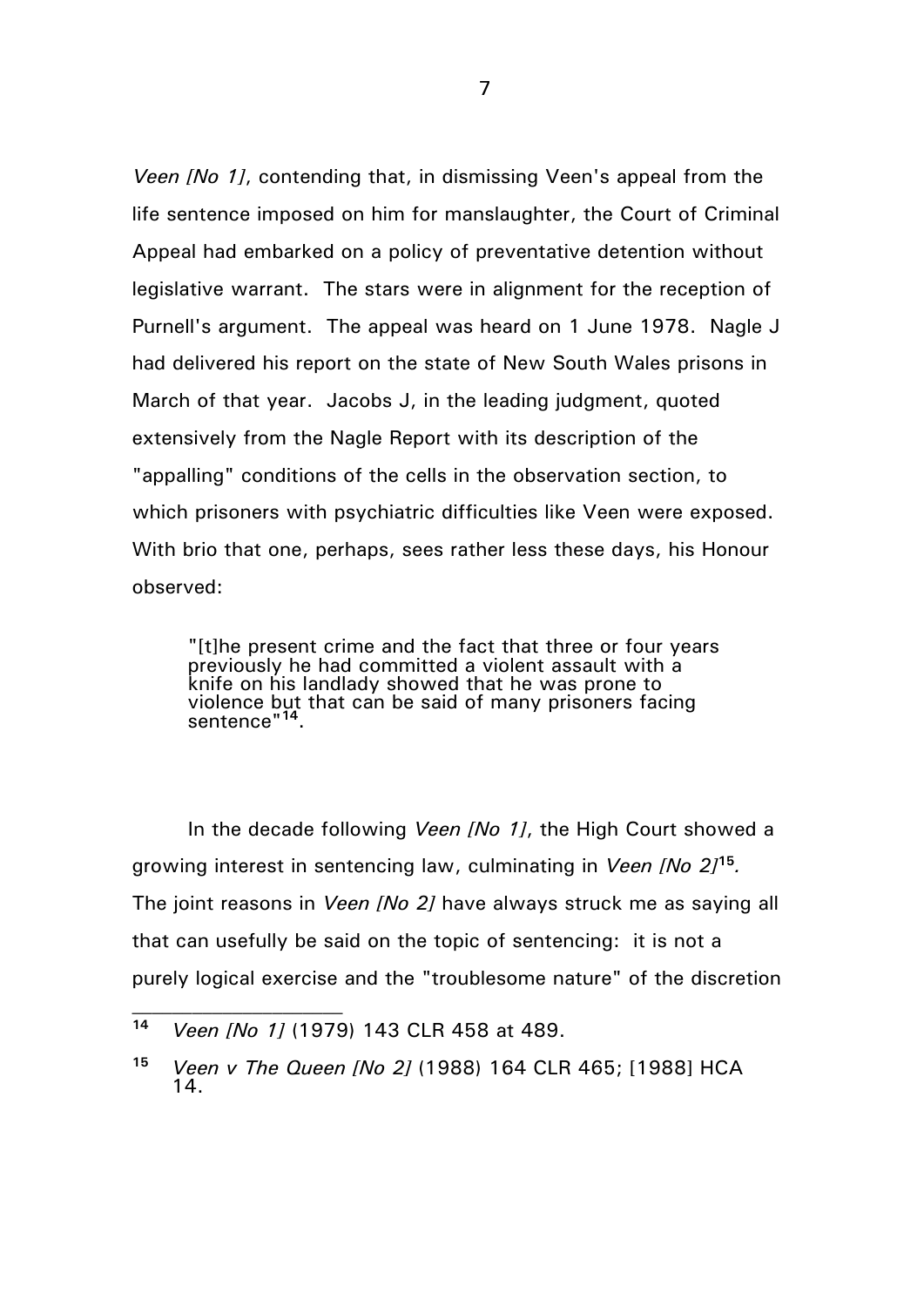*Veen [No 1]*, contending that, in dismissing Veen's appeal from the life sentence imposed on him for manslaughter, the Court of Criminal Appeal had embarked on a policy of preventative detention without legislative warrant. The stars were in alignment for the reception of Purnell's argument. The appeal was heard on 1 June 1978. Nagle J had delivered his report on the state of New South Wales prisons in March of that year. Jacobs J, in the leading judgment, quoted extensively from the Nagle Report with its description of the "appalling" conditions of the cells in the observation section, to which prisoners with psychiatric difficulties like Veen were exposed. With brio that one, perhaps, sees rather less these days, his Honour observed:

> "[t]he present crime and the fact that three or four years previously he had committed a violent assault with a knife on his landlady showed that he was prone to violence but that can be said of many prisoners facing sentence"[14].

In the decade following *Veen [No 1]*, the High Court showed a growing interest in sentencing law, culminating in *Veen [No 2]*[15]. The joint reasons in *Veen [No 2]* have always struck me as saying all that can usefully be said on the topic of sentencing: it is not a purely logical exercise and the "troublesome nature" of the discretion

---

[14] *Veen [No 1]* (1979) 143 CLR 458 at 489.

[15] *Veen v The Queen [No 2]* (1988) 164 CLR 465; [1988] HCA 14.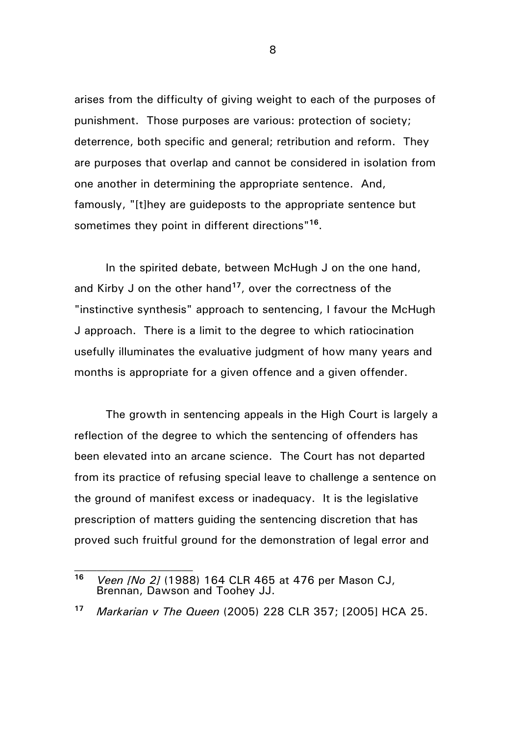arises from the difficulty of giving weight to each of the purposes of punishment. Those purposes are various: protection of society; deterrence, both specific and general; retribution and reform. They are purposes that overlap and cannot be considered in isolation from one another in determining the appropriate sentence. And, famously, "[t]hey are guideposts to the appropriate sentence but sometimes they point in different directions"[16].

In the spirited debate, between McHugh J on the one hand, and Kirby J on the other hand[17], over the correctness of the "instinctive synthesis" approach to sentencing, I favour the McHugh J approach. There is a limit to the degree to which ratiocination usefully illuminates the evaluative judgment of how many years and months is appropriate for a given offence and a given offender.

The growth in sentencing appeals in the High Court is largely a reflection of the degree to which the sentencing of offenders has been elevated into an arcane science. The Court has not departed from its practice of refusing special leave to challenge a sentence on the ground of manifest excess or inadequacy. It is the legislative prescription of matters guiding the sentencing discretion that has proved such fruitful ground for the demonstration of legal error and

---

[16] *Veen [No 2]* (1988) 164 CLR 465 at 476 per Mason CJ, Brennan, Dawson and Toohey JJ.

[17] *Markarian v The Queen* (2005) 228 CLR 357; [2005] HCA 25.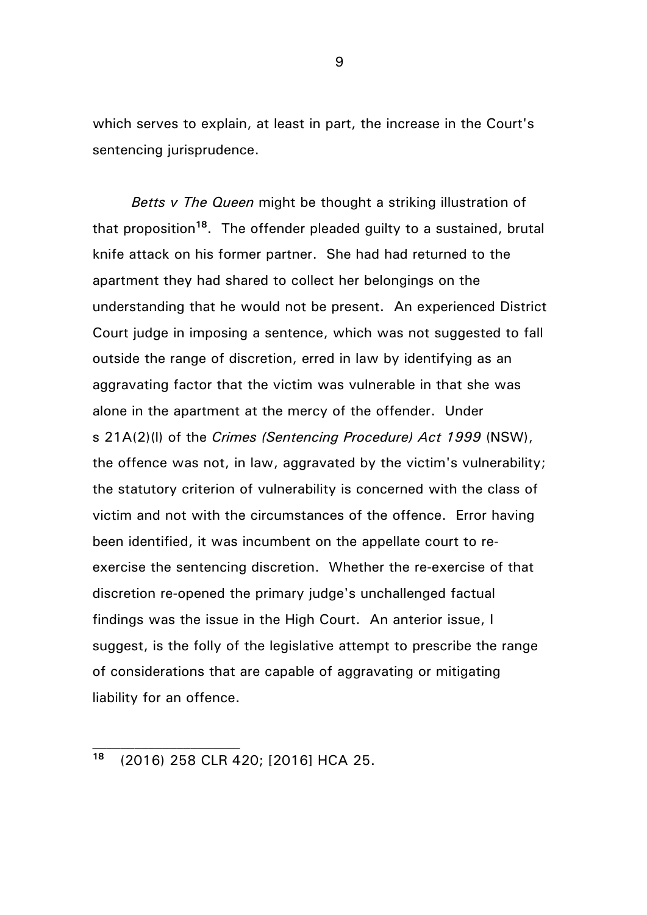which serves to explain, at least in part, the increase in the Court's sentencing jurisprudence.

*Betts v The Queen* might be thought a striking illustration of that proposition[18]. The offender pleaded guilty to a sustained, brutal knife attack on his former partner. She had had returned to the apartment they had shared to collect her belongings on the understanding that he would not be present. An experienced District Court judge in imposing a sentence, which was not suggested to fall outside the range of discretion, erred in law by identifying as an aggravating factor that the victim was vulnerable in that she was alone in the apartment at the mercy of the offender. Under s 21A(2)(l) of the *Crimes (Sentencing Procedure) Act 1999* (NSW), the offence was not, in law, aggravated by the victim's vulnerability; the statutory criterion of vulnerability is concerned with the class of victim and not with the circumstances of the offence. Error having been identified, it was incumbent on the appellate court to re-exercise the sentencing discretion. Whether the re-exercise of that discretion re-opened the primary judge's unchallenged factual findings was the issue in the High Court. An anterior issue, I suggest, is the folly of the legislative attempt to prescribe the range of considerations that are capable of aggravating or mitigating liability for an offence.

---

[18] (2016) 258 CLR 420; [2016] HCA 25.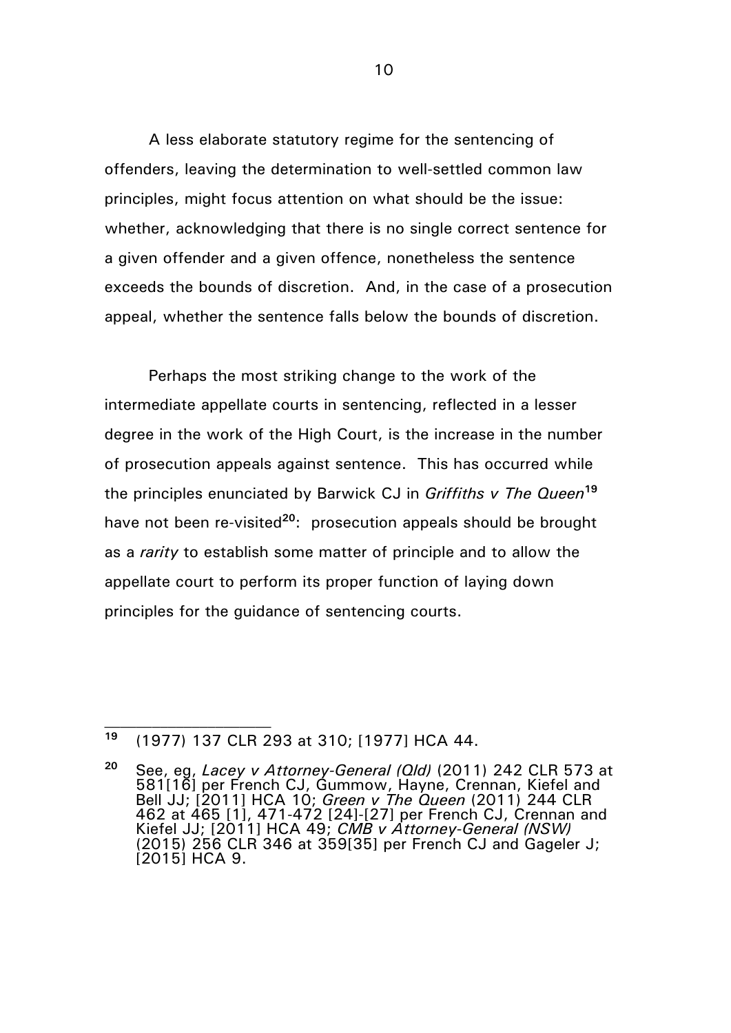A less elaborate statutory regime for the sentencing of offenders, leaving the determination to well-settled common law principles, might focus attention on what should be the issue: whether, acknowledging that there is no single correct sentence for a given offender and a given offence, nonetheless the sentence exceeds the bounds of discretion. And, in the case of a prosecution appeal, whether the sentence falls below the bounds of discretion.

Perhaps the most striking change to the work of the intermediate appellate courts in sentencing, reflected in a lesser degree in the work of the High Court, is the increase in the number of prosecution appeals against sentence. This has occurred while the principles enunciated by Barwick CJ in *Griffiths v The Queen*[19] have not been re-visited[20]: prosecution appeals should be brought as a *rarity* to establish some matter of principle and to allow the appellate court to perform its proper function of laying down principles for the guidance of sentencing courts.

---

[19] (1977) 137 CLR 293 at 310; [1977] HCA 44.

[20] See, eg, *Lacey v Attorney-General (Qld)* (2011) 242 CLR 573 at 581[16] per French CJ, Gummow, Hayne, Crennan, Kiefel and Bell JJ; [2011] HCA 10; *Green v The Queen* (2011) 244 CLR 462 at 465 [1], 471-472 [24]-[27] per French CJ, Crennan and Kiefel JJ; [2011] HCA 49; *CMB v Attorney-General (NSW)* (2015) 256 CLR 346 at 359[35] per French CJ and Gageler J; [2015] HCA 9.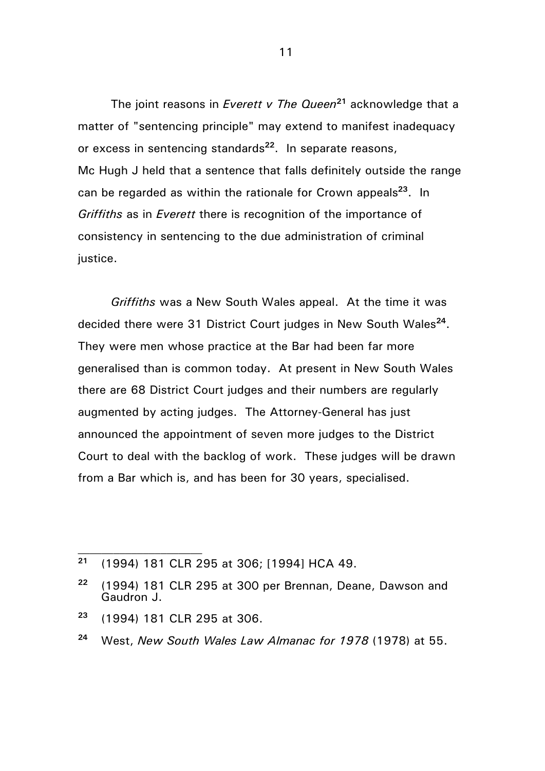The joint reasons in *Everett v The Queen*[21] acknowledge that a matter of "sentencing principle" may extend to manifest inadequacy or excess in sentencing standards[22]. In separate reasons, Mc Hugh J held that a sentence that falls definitely outside the range can be regarded as within the rationale for Crown appeals[23]. In *Griffiths* as in *Everett* there is recognition of the importance of consistency in sentencing to the due administration of criminal justice.

*Griffiths* was a New South Wales appeal. At the time it was decided there were 31 District Court judges in New South Wales[24]. They were men whose practice at the Bar had been far more generalised than is common today. At present in New South Wales there are 68 District Court judges and their numbers are regularly augmented by acting judges. The Attorney-General has just announced the appointment of seven more judges to the District Court to deal with the backlog of work. These judges will be drawn from a Bar which is, and has been for 30 years, specialised.

---

[21] (1994) 181 CLR 295 at 306; [1994] HCA 49.

[22] (1994) 181 CLR 295 at 300 per Brennan, Deane, Dawson and Gaudron J.

[23] (1994) 181 CLR 295 at 306.

[24] West, *New South Wales Law Almanac for 1978* (1978) at 55.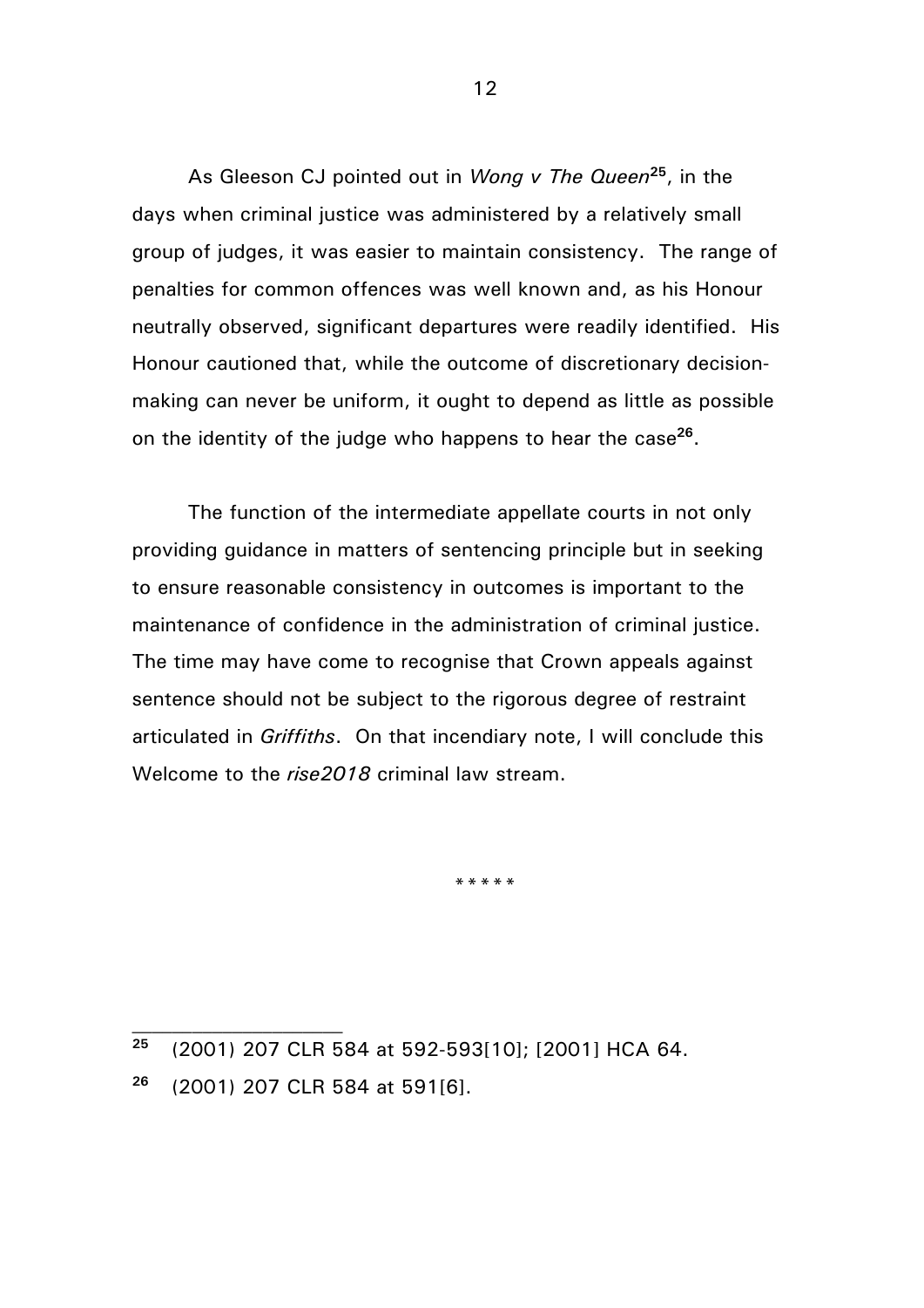As Gleeson CJ pointed out in *Wong v The Queen*[25], in the days when criminal justice was administered by a relatively small group of judges, it was easier to maintain consistency. The range of penalties for common offences was well known and, as his Honour neutrally observed, significant departures were readily identified. His Honour cautioned that, while the outcome of discretionary decision-making can never be uniform, it ought to depend as little as possible on the identity of the judge who happens to hear the case[26].

The function of the intermediate appellate courts in not only providing guidance in matters of sentencing principle but in seeking to ensure reasonable consistency in outcomes is important to the maintenance of confidence in the administration of criminal justice. The time may have come to recognise that Crown appeals against sentence should not be subject to the rigorous degree of restraint articulated in *Griffiths*. On that incendiary note, I will conclude this Welcome to the *rise2018* criminal law stream.

\* \* \* \* \*

---

[25] (2001) 207 CLR 584 at 592-593[10]; [2001] HCA 64.

[26] (2001) 207 CLR 584 at 591[6].